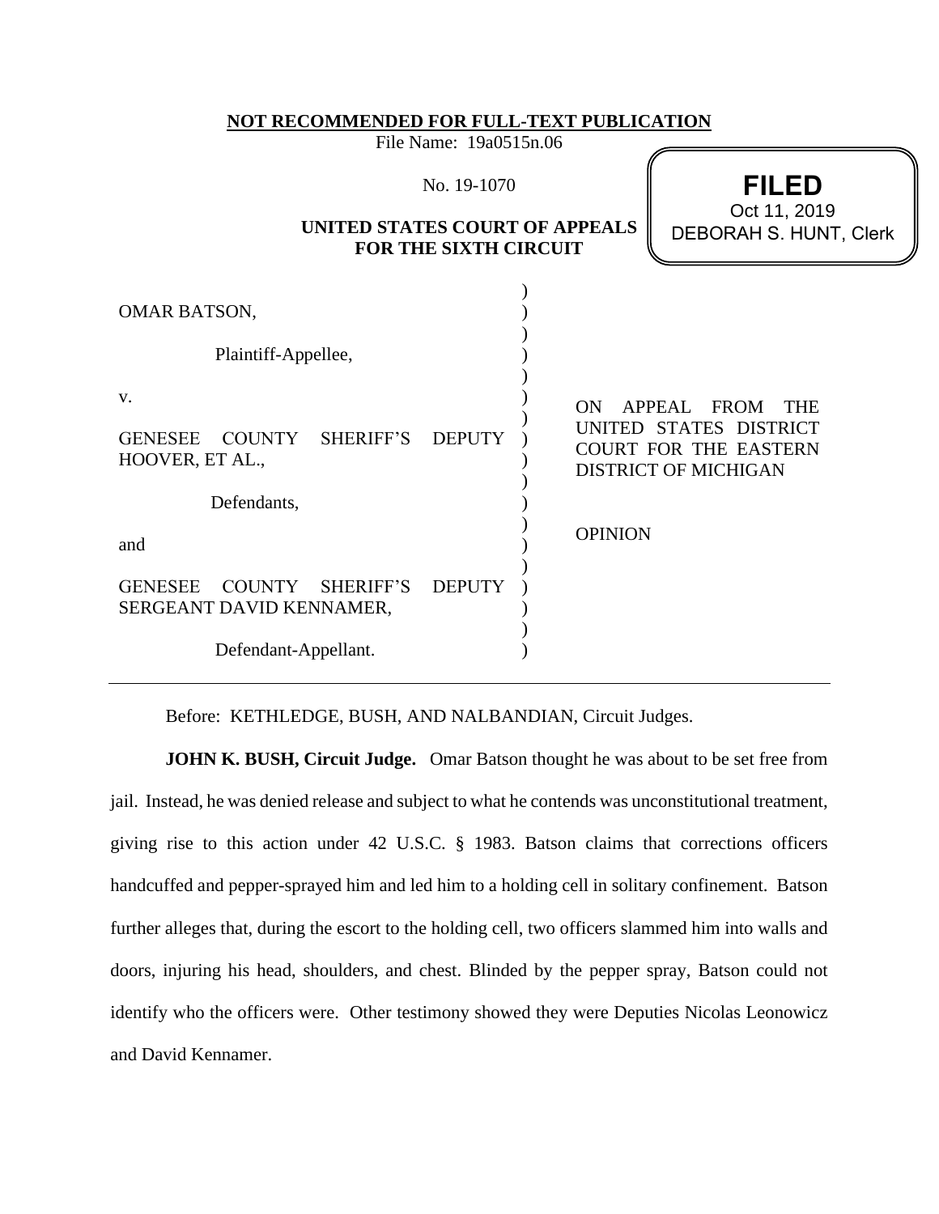**NOT RECOMMENDED FOR FULL-TEXT PUBLICATION**

File Name: 19a0515n.06

No. 19-1070

**UNITED STATES COURT OF APPEALS FOR THE SIXTH CIRCUIT**

**FILED**
Oct 11, 2019
DEBORAH S. HUNT, Clerk

OMAR BATSON,

Plaintiff-Appellee,

v.

GENESEE COUNTY SHERIFF'S DEPUTY HOOVER, ET AL.,

Defendants,

and

GENESEE COUNTY SHERIFF'S DEPUTY SERGEANT DAVID KENNAMER,

Defendant-Appellant.

ON APPEAL FROM THE UNITED STATES DISTRICT COURT FOR THE EASTERN DISTRICT OF MICHIGAN

OPINION

---

Before: KETHLEDGE, BUSH, AND NALBANDIAN, Circuit Judges.

**JOHN K. BUSH, Circuit Judge.** Omar Batson thought he was about to be set free from jail. Instead, he was denied release and subject to what he contends was unconstitutional treatment, giving rise to this action under 42 U.S.C. § 1983. Batson claims that corrections officers handcuffed and pepper-sprayed him and led him to a holding cell in solitary confinement. Batson further alleges that, during the escort to the holding cell, two officers slammed him into walls and doors, injuring his head, shoulders, and chest. Blinded by the pepper spray, Batson could not identify who the officers were. Other testimony showed they were Deputies Nicolas Leonowicz and David Kennamer.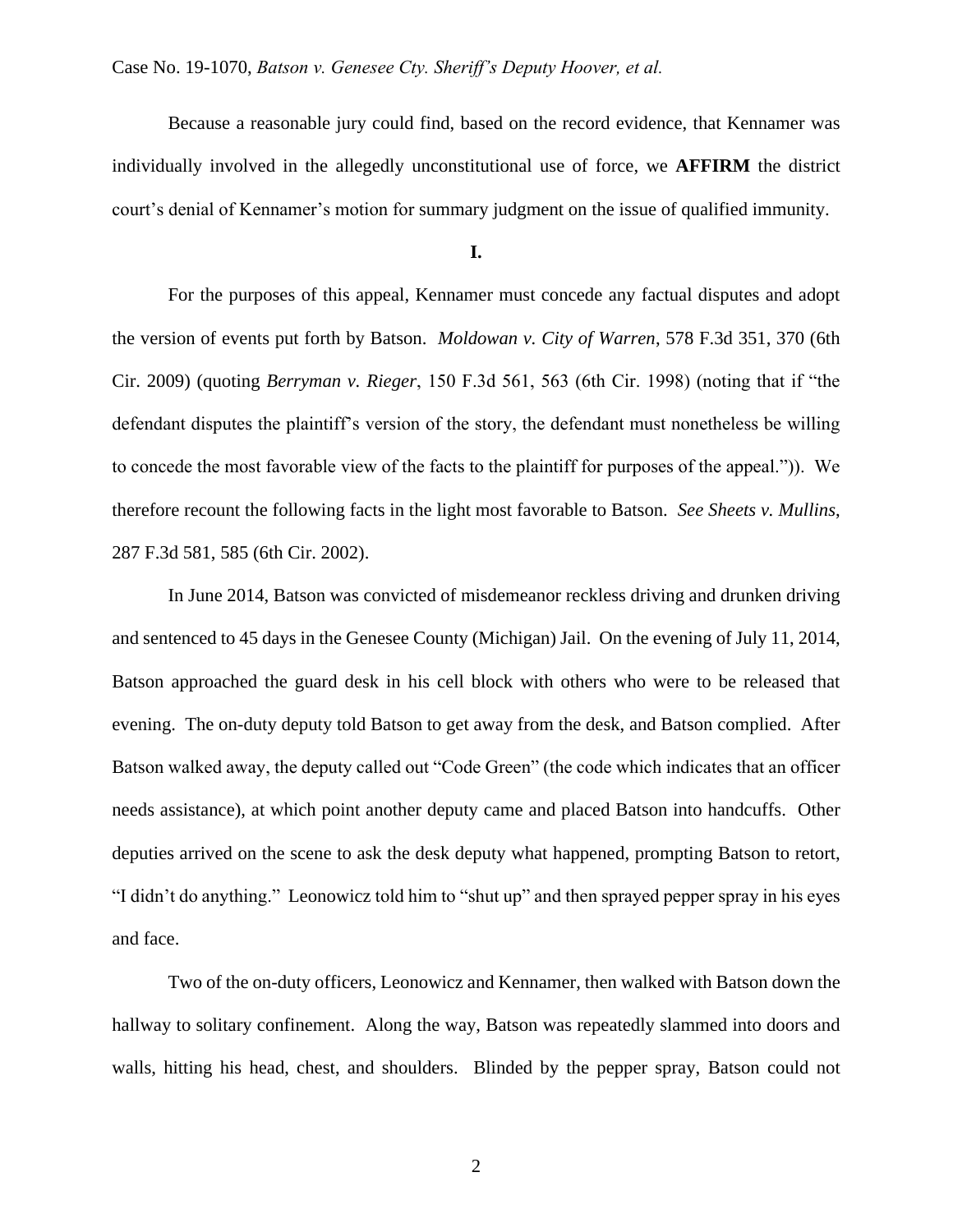Because a reasonable jury could find, based on the record evidence, that Kennamer was individually involved in the allegedly unconstitutional use of force, we **AFFIRM** the district court's denial of Kennamer's motion for summary judgment on the issue of qualified immunity.

**I.**

For the purposes of this appeal, Kennamer must concede any factual disputes and adopt the version of events put forth by Batson. *Moldowan v. City of Warren*, 578 F.3d 351, 370 (6th Cir. 2009) (quoting *Berryman v. Rieger*, 150 F.3d 561, 563 (6th Cir. 1998) (noting that if "the defendant disputes the plaintiff's version of the story, the defendant must nonetheless be willing to concede the most favorable view of the facts to the plaintiff for purposes of the appeal.")). We therefore recount the following facts in the light most favorable to Batson. *See Sheets v. Mullins*, 287 F.3d 581, 585 (6th Cir. 2002).

In June 2014, Batson was convicted of misdemeanor reckless driving and drunken driving and sentenced to 45 days in the Genesee County (Michigan) Jail. On the evening of July 11, 2014, Batson approached the guard desk in his cell block with others who were to be released that evening. The on-duty deputy told Batson to get away from the desk, and Batson complied. After Batson walked away, the deputy called out "Code Green" (the code which indicates that an officer needs assistance), at which point another deputy came and placed Batson into handcuffs. Other deputies arrived on the scene to ask the desk deputy what happened, prompting Batson to retort, "I didn't do anything." Leonowicz told him to "shut up" and then sprayed pepper spray in his eyes and face.

Two of the on-duty officers, Leonowicz and Kennamer, then walked with Batson down the hallway to solitary confinement. Along the way, Batson was repeatedly slammed into doors and walls, hitting his head, chest, and shoulders. Blinded by the pepper spray, Batson could not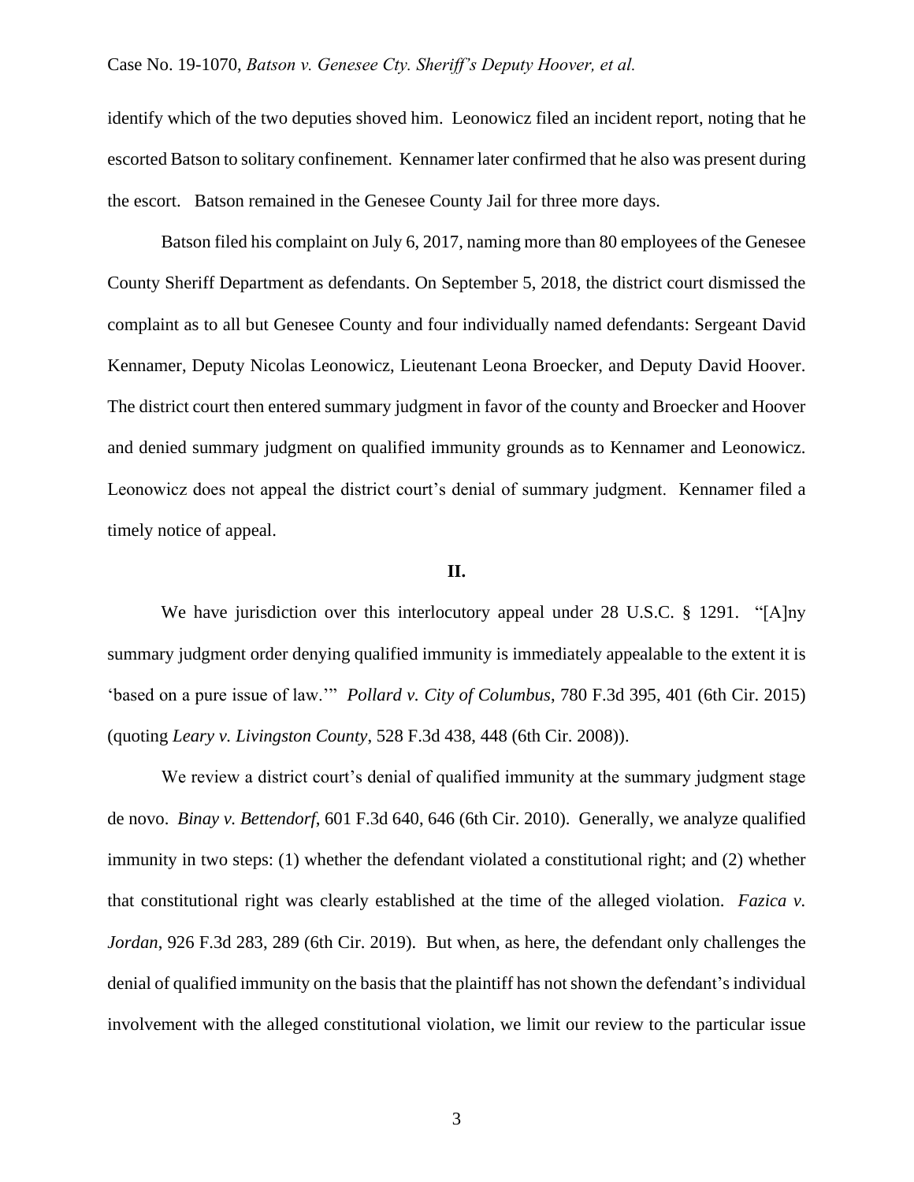identify which of the two deputies shoved him. Leonowicz filed an incident report, noting that he escorted Batson to solitary confinement. Kennamer later confirmed that he also was present during the escort. Batson remained in the Genesee County Jail for three more days.

Batson filed his complaint on July 6, 2017, naming more than 80 employees of the Genesee County Sheriff Department as defendants. On September 5, 2018, the district court dismissed the complaint as to all but Genesee County and four individually named defendants: Sergeant David Kennamer, Deputy Nicolas Leonowicz, Lieutenant Leona Broecker, and Deputy David Hoover. The district court then entered summary judgment in favor of the county and Broecker and Hoover and denied summary judgment on qualified immunity grounds as to Kennamer and Leonowicz. Leonowicz does not appeal the district court's denial of summary judgment. Kennamer filed a timely notice of appeal.

## II.

We have jurisdiction over this interlocutory appeal under 28 U.S.C. § 1291. "[A]ny summary judgment order denying qualified immunity is immediately appealable to the extent it is 'based on a pure issue of law.'" *Pollard v. City of Columbus*, 780 F.3d 395, 401 (6th Cir. 2015) (quoting *Leary v. Livingston County*, 528 F.3d 438, 448 (6th Cir. 2008)).

We review a district court's denial of qualified immunity at the summary judgment stage de novo. *Binay v. Bettendorf*, 601 F.3d 640, 646 (6th Cir. 2010). Generally, we analyze qualified immunity in two steps: (1) whether the defendant violated a constitutional right; and (2) whether that constitutional right was clearly established at the time of the alleged violation. *Fazica v. Jordan*, 926 F.3d 283, 289 (6th Cir. 2019). But when, as here, the defendant only challenges the denial of qualified immunity on the basis that the plaintiff has not shown the defendant's individual involvement with the alleged constitutional violation, we limit our review to the particular issue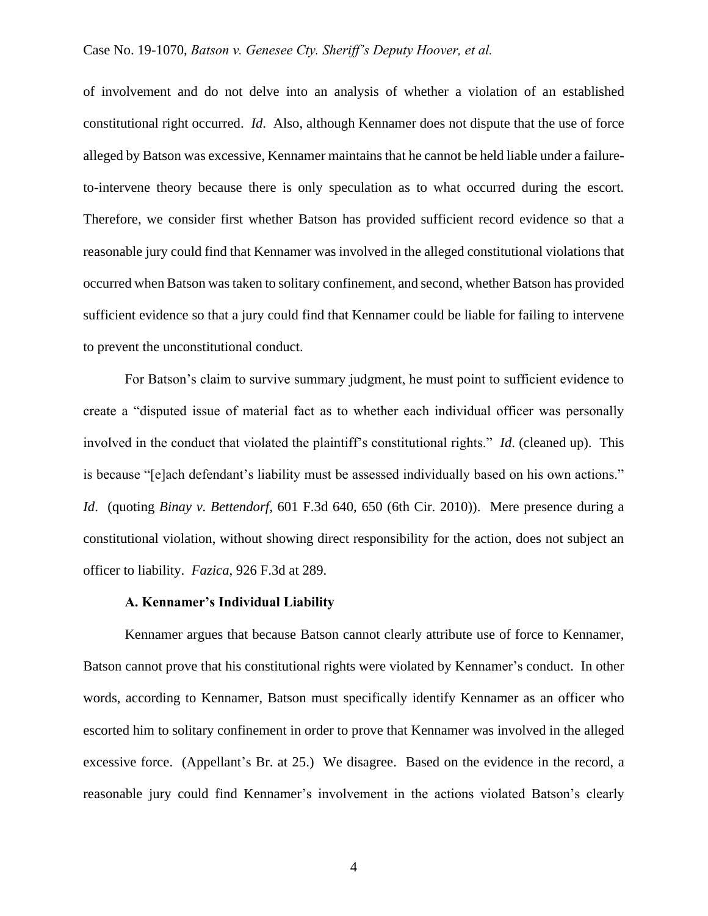of involvement and do not delve into an analysis of whether a violation of an established constitutional right occurred. *Id*. Also, although Kennamer does not dispute that the use of force alleged by Batson was excessive, Kennamer maintains that he cannot be held liable under a failure-to-intervene theory because there is only speculation as to what occurred during the escort. Therefore, we consider first whether Batson has provided sufficient record evidence so that a reasonable jury could find that Kennamer was involved in the alleged constitutional violations that occurred when Batson was taken to solitary confinement, and second, whether Batson has provided sufficient evidence so that a jury could find that Kennamer could be liable for failing to intervene to prevent the unconstitutional conduct.

For Batson's claim to survive summary judgment, he must point to sufficient evidence to create a "disputed issue of material fact as to whether each individual officer was personally involved in the conduct that violated the plaintiff's constitutional rights." *Id*. (cleaned up). This is because "[e]ach defendant's liability must be assessed individually based on his own actions." *Id*. (quoting *Binay v. Bettendorf*, 601 F.3d 640, 650 (6th Cir. 2010)). Mere presence during a constitutional violation, without showing direct responsibility for the action, does not subject an officer to liability. *Fazica*, 926 F.3d at 289.

**A. Kennamer's Individual Liability**

Kennamer argues that because Batson cannot clearly attribute use of force to Kennamer, Batson cannot prove that his constitutional rights were violated by Kennamer's conduct. In other words, according to Kennamer, Batson must specifically identify Kennamer as an officer who escorted him to solitary confinement in order to prove that Kennamer was involved in the alleged excessive force. (Appellant's Br. at 25.) We disagree. Based on the evidence in the record, a reasonable jury could find Kennamer's involvement in the actions violated Batson's clearly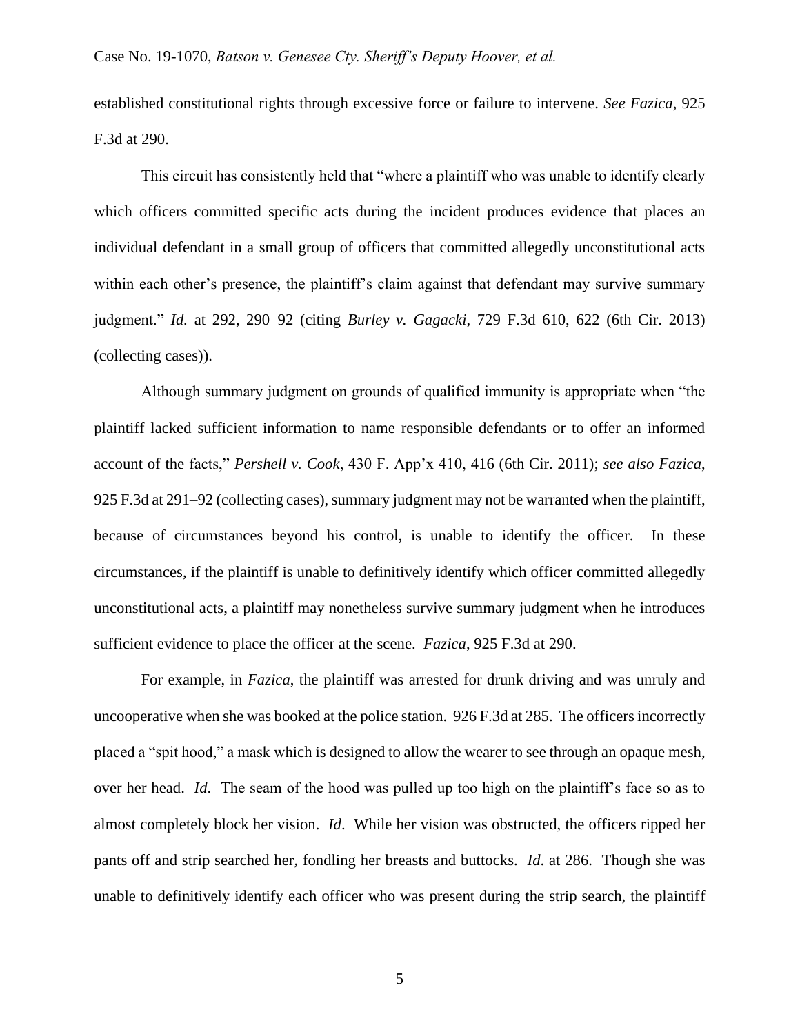established constitutional rights through excessive force or failure to intervene. *See Fazica*, 925 F.3d at 290.

This circuit has consistently held that "where a plaintiff who was unable to identify clearly which officers committed specific acts during the incident produces evidence that places an individual defendant in a small group of officers that committed allegedly unconstitutional acts within each other's presence, the plaintiff's claim against that defendant may survive summary judgment." *Id.* at 292, 290–92 (citing *Burley v. Gagacki*, 729 F.3d 610, 622 (6th Cir. 2013) (collecting cases)).

Although summary judgment on grounds of qualified immunity is appropriate when "the plaintiff lacked sufficient information to name responsible defendants or to offer an informed account of the facts," *Pershell v. Cook*, 430 F. App'x 410, 416 (6th Cir. 2011); *see also Fazica*, 925 F.3d at 291–92 (collecting cases), summary judgment may not be warranted when the plaintiff, because of circumstances beyond his control, is unable to identify the officer. In these circumstances, if the plaintiff is unable to definitively identify which officer committed allegedly unconstitutional acts, a plaintiff may nonetheless survive summary judgment when he introduces sufficient evidence to place the officer at the scene. *Fazica*, 925 F.3d at 290.

For example, in *Fazica*, the plaintiff was arrested for drunk driving and was unruly and uncooperative when she was booked at the police station. 926 F.3d at 285. The officers incorrectly placed a "spit hood," a mask which is designed to allow the wearer to see through an opaque mesh, over her head. *Id*. The seam of the hood was pulled up too high on the plaintiff's face so as to almost completely block her vision. *Id*. While her vision was obstructed, the officers ripped her pants off and strip searched her, fondling her breasts and buttocks. *Id*. at 286. Though she was unable to definitively identify each officer who was present during the strip search, the plaintiff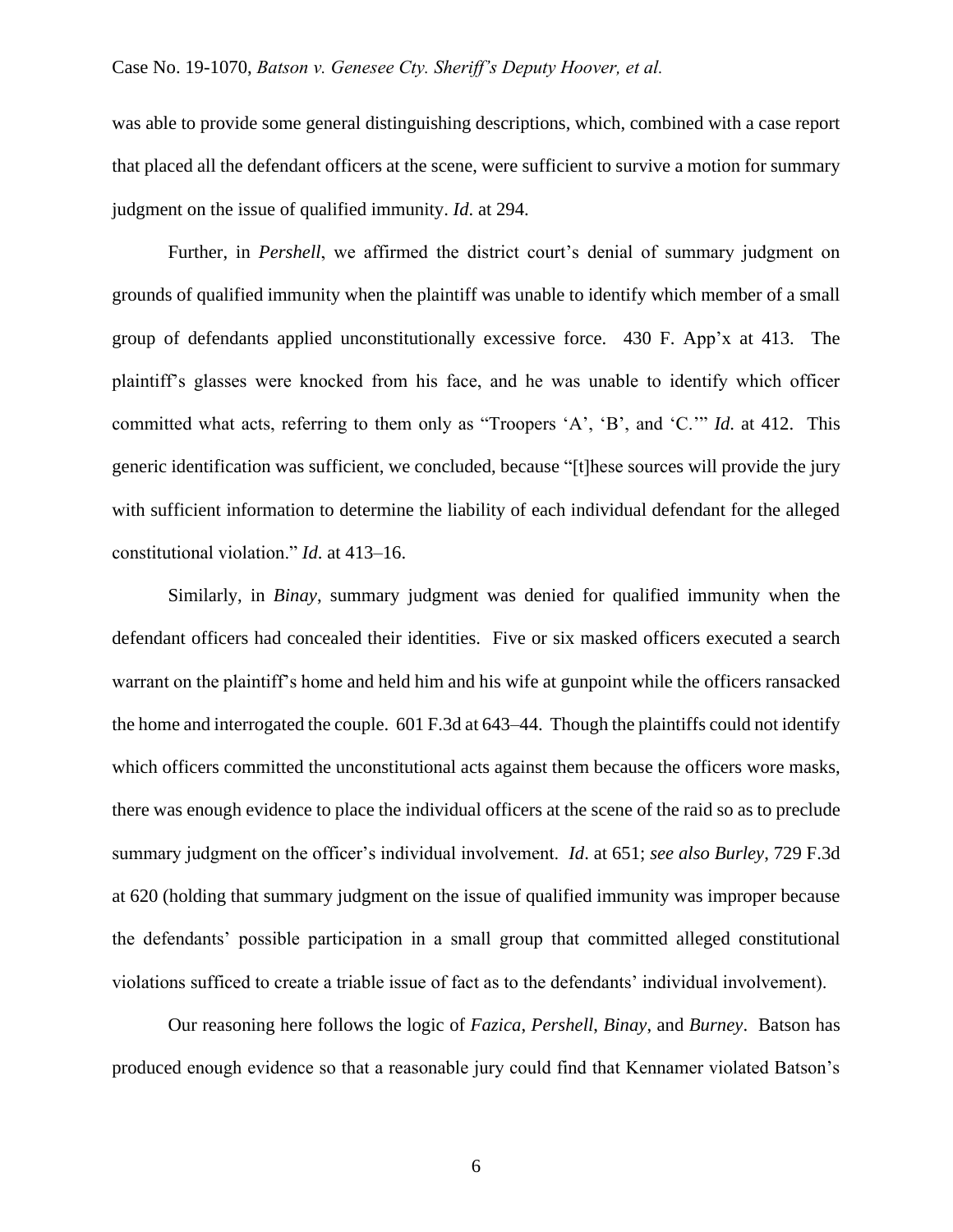was able to provide some general distinguishing descriptions, which, combined with a case report that placed all the defendant officers at the scene, were sufficient to survive a motion for summary judgment on the issue of qualified immunity. *Id.* at 294.

Further, in *Pershell*, we affirmed the district court's denial of summary judgment on grounds of qualified immunity when the plaintiff was unable to identify which member of a small group of defendants applied unconstitutionally excessive force. 430 F. App'x at 413. The plaintiff's glasses were knocked from his face, and he was unable to identify which officer committed what acts, referring to them only as "Troopers 'A', 'B', and 'C.'" *Id.* at 412. This generic identification was sufficient, we concluded, because "[t]hese sources will provide the jury with sufficient information to determine the liability of each individual defendant for the alleged constitutional violation." *Id.* at 413–16.

Similarly, in *Binay*, summary judgment was denied for qualified immunity when the defendant officers had concealed their identities. Five or six masked officers executed a search warrant on the plaintiff's home and held him and his wife at gunpoint while the officers ransacked the home and interrogated the couple. 601 F.3d at 643–44. Though the plaintiffs could not identify which officers committed the unconstitutional acts against them because the officers wore masks, there was enough evidence to place the individual officers at the scene of the raid so as to preclude summary judgment on the officer's individual involvement. *Id.* at 651; *see also Burley*, 729 F.3d at 620 (holding that summary judgment on the issue of qualified immunity was improper because the defendants' possible participation in a small group that committed alleged constitutional violations sufficed to create a triable issue of fact as to the defendants' individual involvement).

Our reasoning here follows the logic of *Fazica*, *Pershell*, *Binay*, and *Burney*. Batson has produced enough evidence so that a reasonable jury could find that Kennamer violated Batson's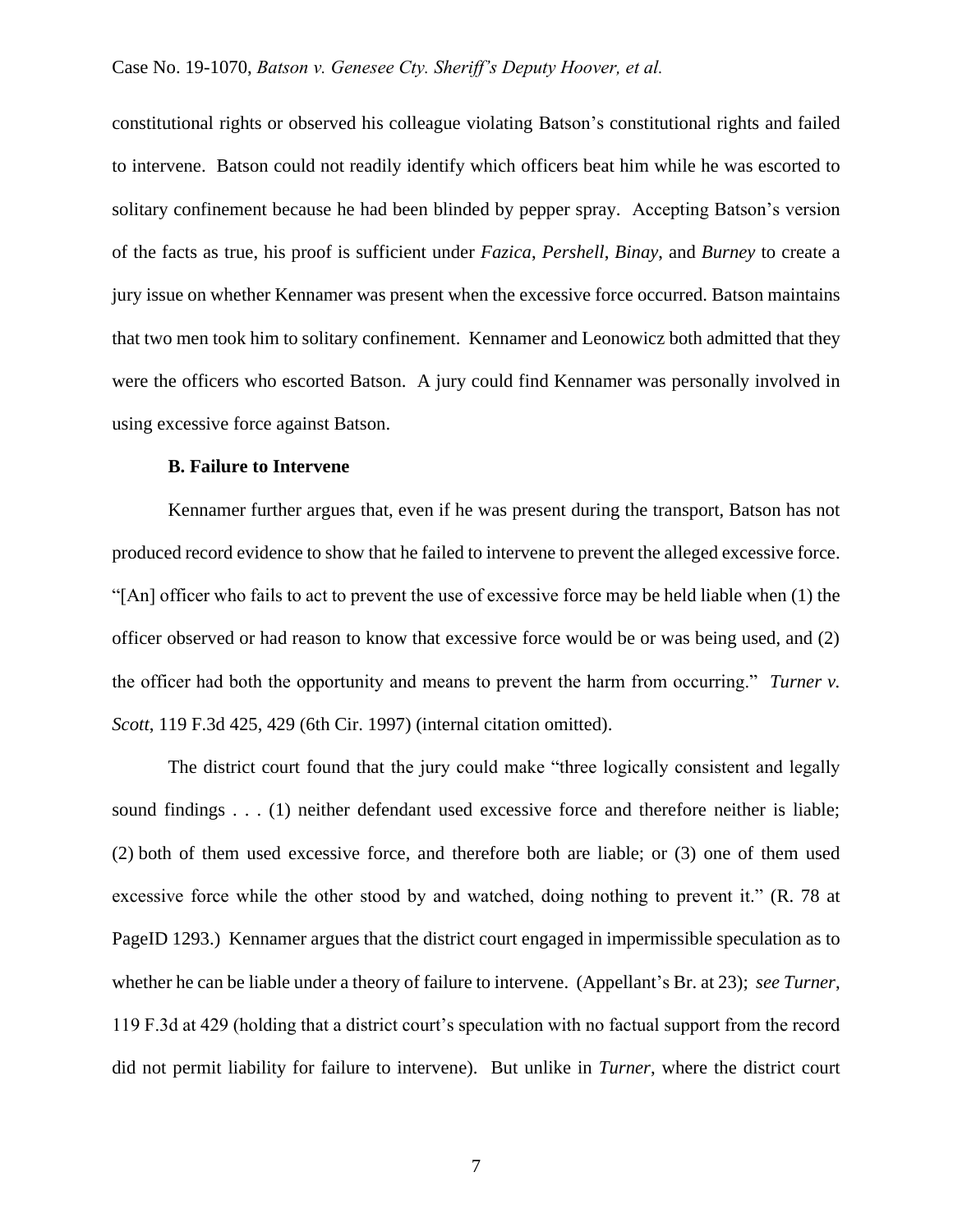constitutional rights or observed his colleague violating Batson's constitutional rights and failed to intervene. Batson could not readily identify which officers beat him while he was escorted to solitary confinement because he had been blinded by pepper spray. Accepting Batson's version of the facts as true, his proof is sufficient under *Fazica*, *Pershell*, *Binay*, and *Burney* to create a jury issue on whether Kennamer was present when the excessive force occurred. Batson maintains that two men took him to solitary confinement. Kennamer and Leonowicz both admitted that they were the officers who escorted Batson. A jury could find Kennamer was personally involved in using excessive force against Batson.

**B. Failure to Intervene**

Kennamer further argues that, even if he was present during the transport, Batson has not produced record evidence to show that he failed to intervene to prevent the alleged excessive force. "[An] officer who fails to act to prevent the use of excessive force may be held liable when (1) the officer observed or had reason to know that excessive force would be or was being used, and (2) the officer had both the opportunity and means to prevent the harm from occurring." *Turner v. Scott*, 119 F.3d 425, 429 (6th Cir. 1997) (internal citation omitted).

The district court found that the jury could make "three logically consistent and legally sound findings . . . (1) neither defendant used excessive force and therefore neither is liable; (2) both of them used excessive force, and therefore both are liable; or (3) one of them used excessive force while the other stood by and watched, doing nothing to prevent it." (R. 78 at PageID 1293.) Kennamer argues that the district court engaged in impermissible speculation as to whether he can be liable under a theory of failure to intervene. (Appellant's Br. at 23); *see Turner*, 119 F.3d at 429 (holding that a district court's speculation with no factual support from the record did not permit liability for failure to intervene). But unlike in *Turner*, where the district court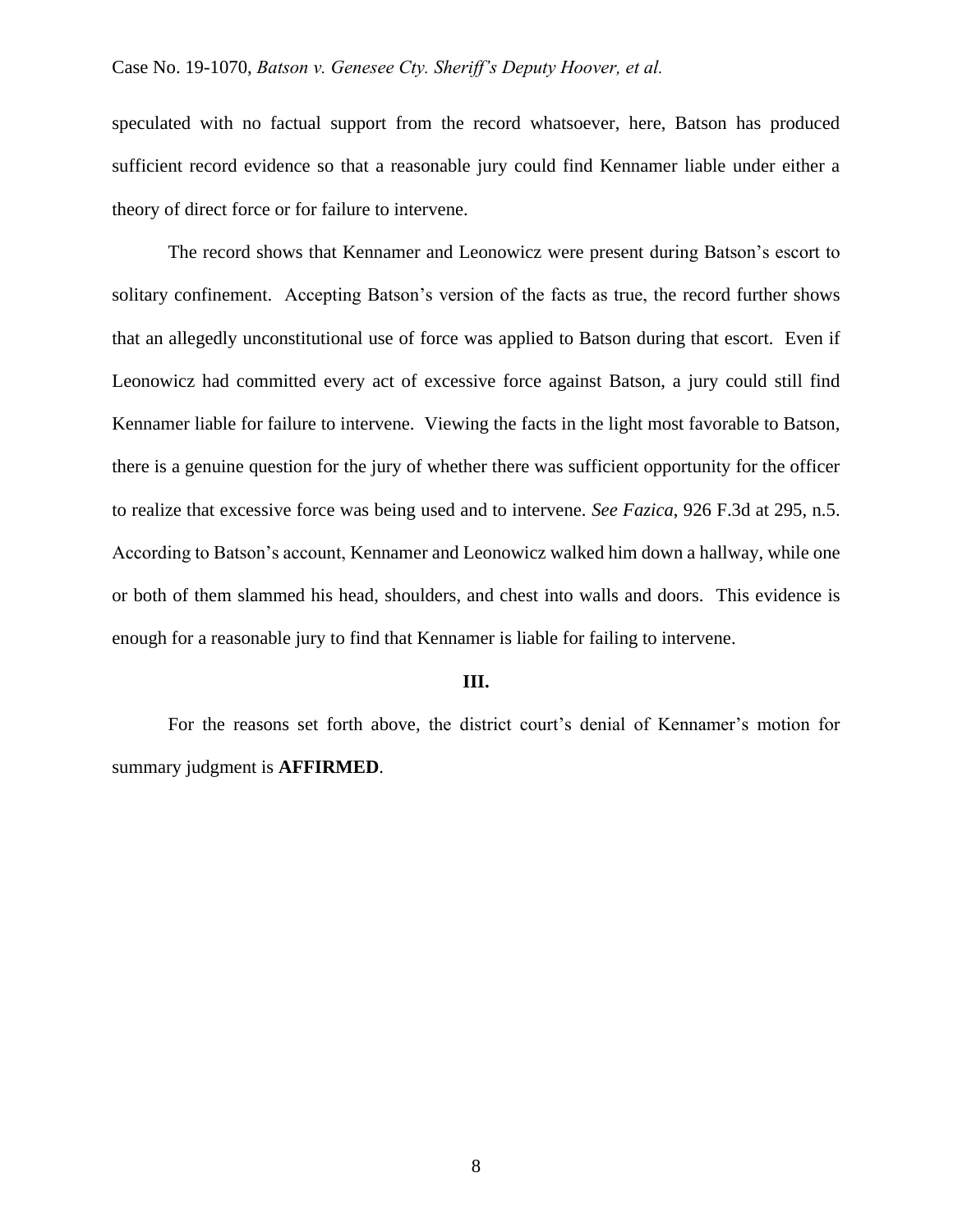speculated with no factual support from the record whatsoever, here, Batson has produced sufficient record evidence so that a reasonable jury could find Kennamer liable under either a theory of direct force or for failure to intervene.

The record shows that Kennamer and Leonowicz were present during Batson's escort to solitary confinement. Accepting Batson's version of the facts as true, the record further shows that an allegedly unconstitutional use of force was applied to Batson during that escort. Even if Leonowicz had committed every act of excessive force against Batson, a jury could still find Kennamer liable for failure to intervene. Viewing the facts in the light most favorable to Batson, there is a genuine question for the jury of whether there was sufficient opportunity for the officer to realize that excessive force was being used and to intervene. *See Fazica*, 926 F.3d at 295, n.5. According to Batson's account, Kennamer and Leonowicz walked him down a hallway, while one or both of them slammed his head, shoulders, and chest into walls and doors. This evidence is enough for a reasonable jury to find that Kennamer is liable for failing to intervene.

**III.**

For the reasons set forth above, the district court's denial of Kennamer's motion for summary judgment is **AFFIRMED**.